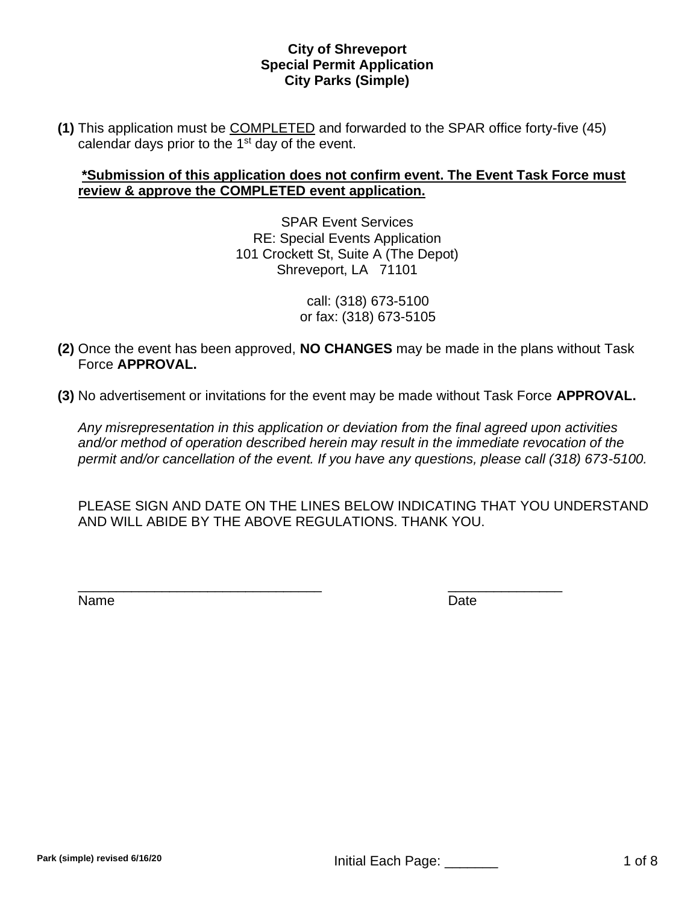**City of Shreveport**
**Special Permit Application**
**City Parks (Simple)**

**(1)** This application must be COMPLETED and forwarded to the SPAR office forty-five (45) calendar days prior to the 1st day of the event.

**\*Submission of this application does not confirm event. The Event Task Force must review & approve the COMPLETED event application.**

SPAR Event Services
RE: Special Events Application
101 Crockett St, Suite A (The Depot)
Shreveport, LA 71101

call: (318) 673-5100
or fax: (318) 673-5105

**(2)** Once the event has been approved, **NO CHANGES** may be made in the plans without Task Force **APPROVAL.**

**(3)** No advertisement or invitations for the event may be made without Task Force **APPROVAL.**

*Any misrepresentation in this application or deviation from the final agreed upon activities and/or method of operation described herein may result in the immediate revocation of the permit and/or cancellation of the event. If you have any questions, please call (318) 673-5100.*

PLEASE SIGN AND DATE ON THE LINES BELOW INDICATING THAT YOU UNDERSTAND AND WILL ABIDE BY THE ABOVE REGULATIONS. THANK YOU.

_________________________________ _______________
Name Date

Park (simple) revised 6/16/20

Initial Each Page: _______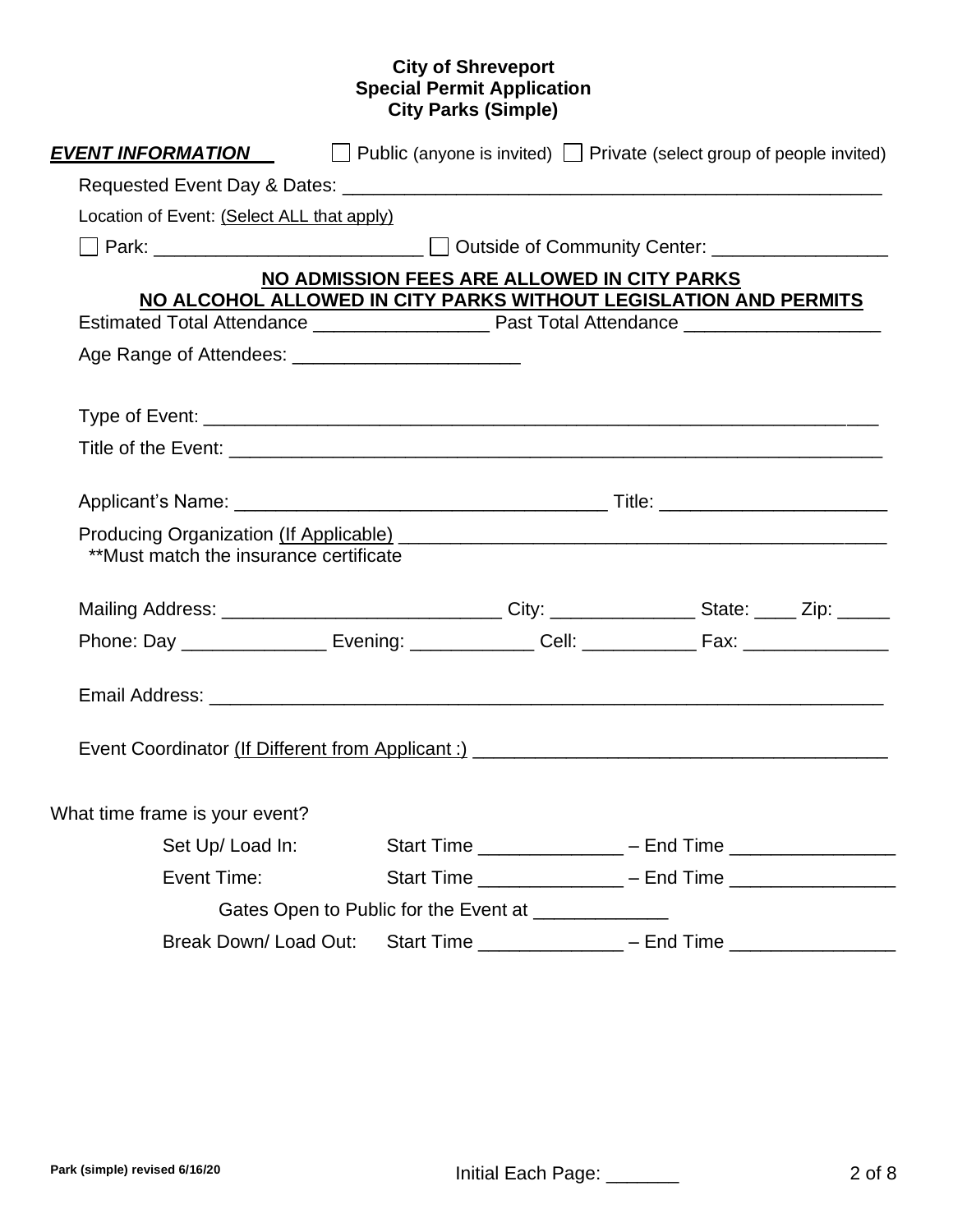**City of Shreveport**
**Special Permit Application**
**City Parks (Simple)**

***EVENT INFORMATION*** ☐ Public (anyone is invited) ☐ Private (select group of people invited)

Requested Event Day & Dates: ______________________________________________________

Location of Event: (Select ALL that apply)

☐ Park: __________________________ ☐ Outside of Community Center: _________________

**NO ADMISSION FEES ARE ALLOWED IN CITY PARKS**
**NO ALCOHOL ALLOWED IN CITY PARKS WITHOUT LEGISLATION AND PERMITS**

Estimated Total Attendance _________________ Past Total Attendance ___________________

Age Range of Attendees: ______________________

Type of Event: ___________________________________________________________________

Title of the Event: ________________________________________________________________

Applicant's Name: ____________________________________ Title: ______________________

Producing Organization (If Applicable) ________________________________________________
**Must match the insurance certificate

Mailing Address: ___________________________ City: ______________ State: ____ Zip: _____

Phone: Day ______________ Evening: ____________ Cell: ___________ Fax: ______________

Email Address: ___________________________________________________________________

Event Coordinator (If Different from Applicant :) ________________________________________

What time frame is your event?

Set Up/ Load In: Start Time ______________ – End Time ________________

Event Time: Start Time ______________ – End Time ________________

Gates Open to Public for the Event at _____________

Break Down/ Load Out: Start Time ______________ – End Time ________________

Park (simple) revised 6/16/20

Initial Each Page: _______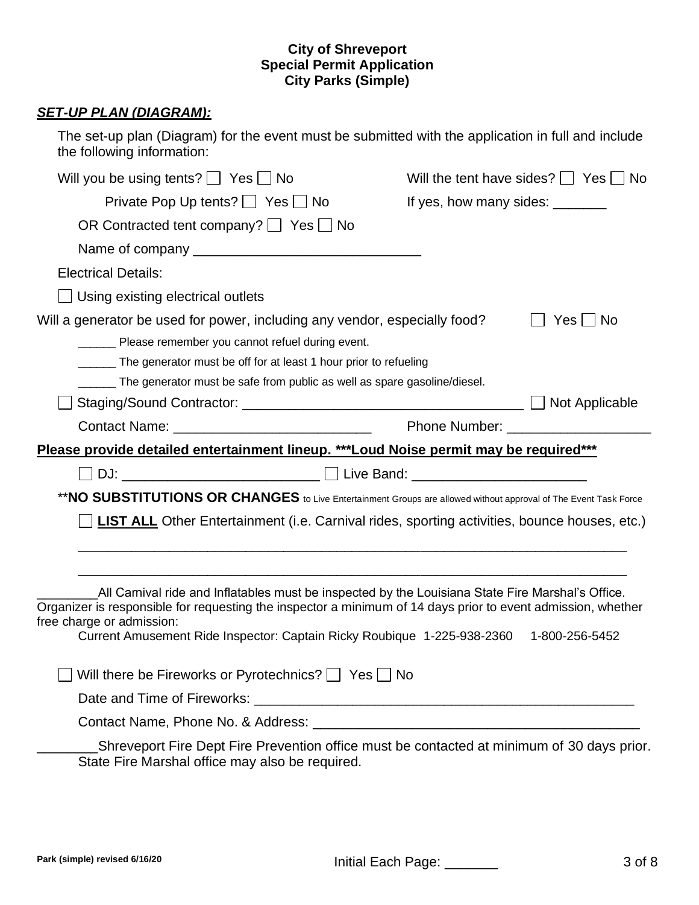**City of Shreveport**
**Special Permit Application**
**City Parks (Simple)**

***SET-UP PLAN (DIAGRAM):***

The set-up plan (Diagram) for the event must be submitted with the application in full and include the following information:

Will you be using tents? ☐ Yes ☐ No

Will the tent have sides? ☐ Yes ☐ No

Private Pop Up tents? ☐ Yes ☐ No

If yes, how many sides: _______

OR Contracted tent company? ☐ Yes ☐ No

Name of company ______________________________

Electrical Details:

☐ Using existing electrical outlets

Will a generator be used for power, including any vendor, especially food? ☐ Yes ☐ No

______ Please remember you cannot refuel during event.

______ The generator must be off for at least 1 hour prior to refueling

______ The generator must be safe from public as well as spare gasoline/diesel.

☐ Staging/Sound Contractor: ______________________________________ ☐ Not Applicable

Contact Name: __________________________ Phone Number: ___________________

**Please provide detailed entertainment lineup. \*\*\*Loud Noise permit may be required\*\*\***

☐ DJ: __________________________ ☐ Live Band: _______________________

\*\***NO SUBSTITUTIONS OR CHANGES** to Live Entertainment Groups are allowed without approval of The Event Task Force

☐ **LIST ALL** Other Entertainment (i.e. Carnival rides, sporting activities, bounce houses, etc.)

____________________________________________________________________________

____________________________________________________________________________

________All Carnival ride and Inflatables must be inspected by the Louisiana State Fire Marshal's Office. Organizer is responsible for requesting the inspector a minimum of 14 days prior to event admission, whether free charge or admission:

Current Amusement Ride Inspector: Captain Ricky Roubique 1-225-938-2360 1-800-256-5452

☐ Will there be Fireworks or Pyrotechnics? ☐ Yes ☐ No

Date and Time of Fireworks: _____________________________________________________

Contact Name, Phone No. & Address: ____________________________________________

________Shreveport Fire Dept Fire Prevention office must be contacted at minimum of 30 days prior. State Fire Marshal office may also be required.

Park (simple) revised 6/16/20

Initial Each Page: _______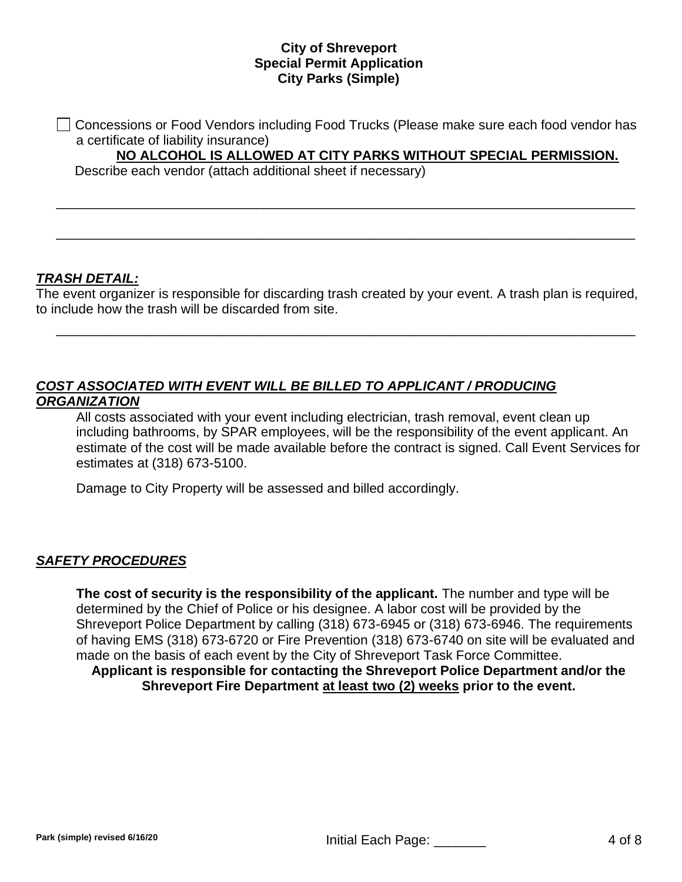**City of Shreveport**
**Special Permit Application**
**City Parks (Simple)**

☐ Concessions or Food Vendors including Food Trucks (Please make sure each food vendor has a certificate of liability insurance)

**NO ALCOHOL IS ALLOWED AT CITY PARKS WITHOUT SPECIAL PERMISSION.**

Describe each vendor (attach additional sheet if necessary)

______________________________________________________________________________

______________________________________________________________________________

### ***TRASH DETAIL:***

The event organizer is responsible for discarding trash created by your event. A trash plan is required, to include how the trash will be discarded from site.

______________________________________________________________________________

### ***COST ASSOCIATED WITH EVENT WILL BE BILLED TO APPLICANT / PRODUCING ORGANIZATION***

All costs associated with your event including electrician, trash removal, event clean up including bathrooms, by SPAR employees, will be the responsibility of the event applicant. An estimate of the cost will be made available before the contract is signed. Call Event Services for estimates at (318) 673-5100.

Damage to City Property will be assessed and billed accordingly.

### ***SAFETY PROCEDURES***

**The cost of security is the responsibility of the applicant.** The number and type will be determined by the Chief of Police or his designee. A labor cost will be provided by the Shreveport Police Department by calling (318) 673-6945 or (318) 673-6946. The requirements of having EMS (318) 673-6720 or Fire Prevention (318) 673-6740 on site will be evaluated and made on the basis of each event by the City of Shreveport Task Force Committee.

**Applicant is responsible for contacting the Shreveport Police Department and/or the Shreveport Fire Department at least two (2) weeks prior to the event.**

Park (simple) revised 6/16/20

Initial Each Page: _______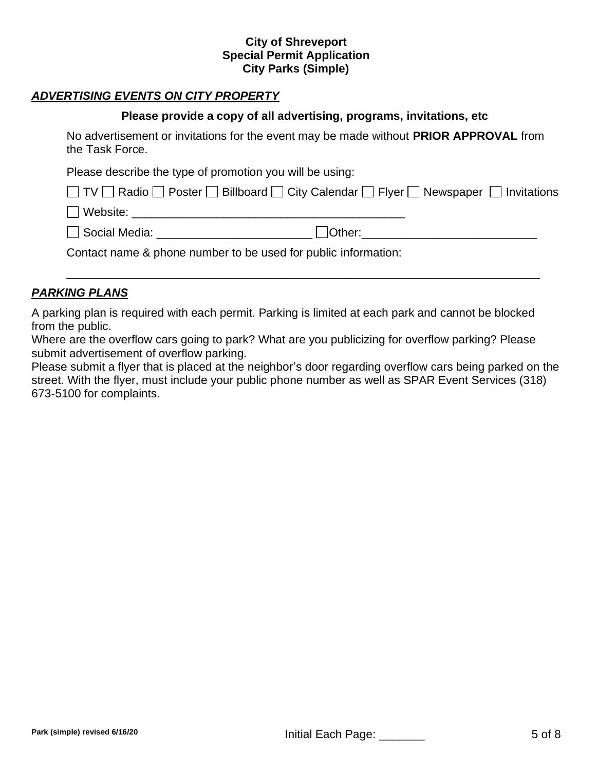**City of Shreveport**
**Special Permit Application**
**City Parks (Simple)**

## ***ADVERTISING EVENTS ON CITY PROPERTY***

**Please provide a copy of all advertising, programs, invitations, etc**

No advertisement or invitations for the event may be made without **PRIOR APPROVAL** from the Task Force.

Please describe the type of promotion you will be using:

☐ TV ☐ Radio ☐ Poster ☐ Billboard ☐ City Calendar ☐ Flyer ☐ Newspaper ☐ Invitations

☐ Website: ___________________________________________

☐ Social Media: ________________________ ☐Other:___________________________

Contact name & phone number to be used for public information:

___________________________________________________________________________

## ***PARKING PLANS***

A parking plan is required with each permit. Parking is limited at each park and cannot be blocked from the public.
Where are the overflow cars going to park? What are you publicizing for overflow parking? Please submit advertisement of overflow parking.
Please submit a flyer that is placed at the neighbor's door regarding overflow cars being parked on the street. With the flyer, must include your public phone number as well as SPAR Event Services (318) 673-5100 for complaints.

Initial Each Page: _______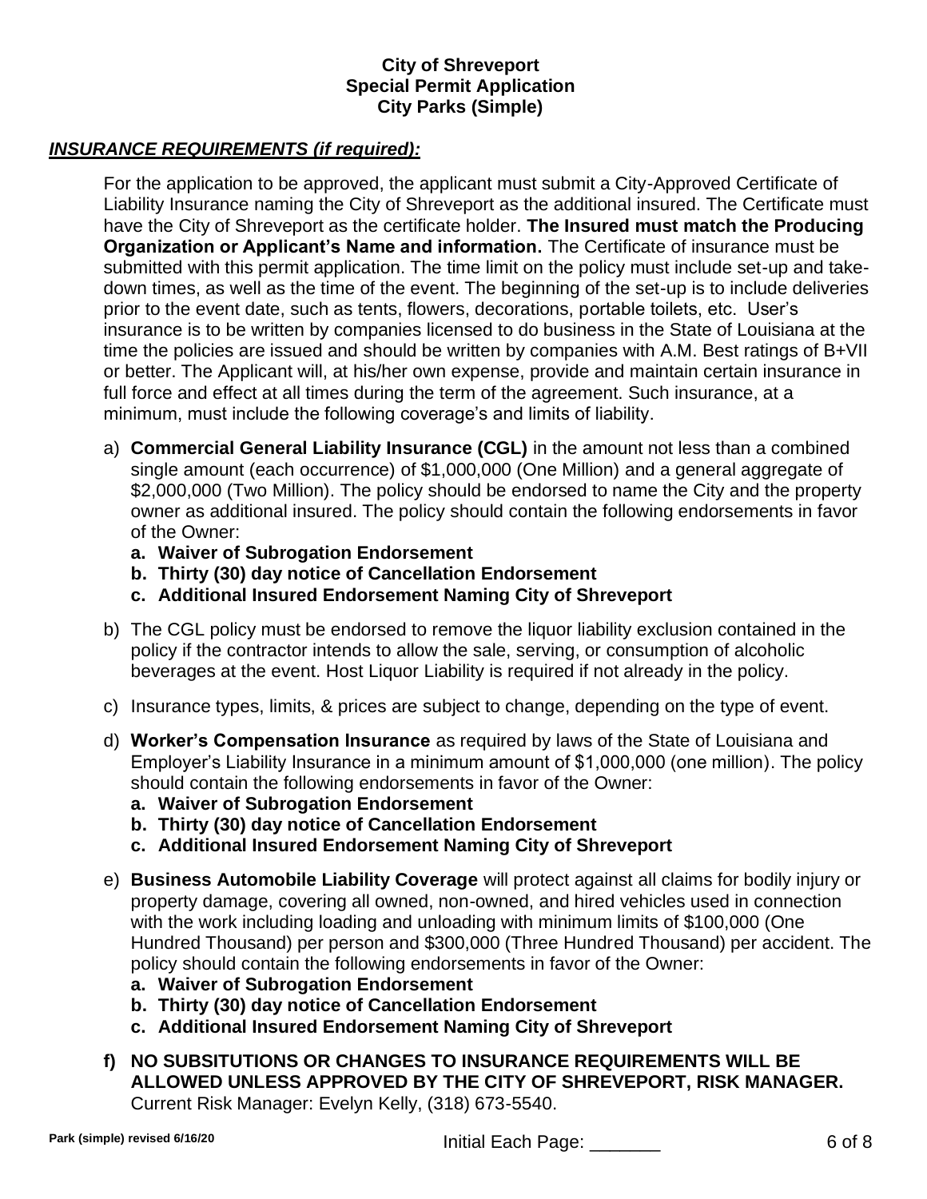# City of Shreveport
## Special Permit Application
## City Parks (Simple)

***INSURANCE REQUIREMENTS (if required):***

For the application to be approved, the applicant must submit a City-Approved Certificate of Liability Insurance naming the City of Shreveport as the additional insured. The Certificate must have the City of Shreveport as the certificate holder. **The Insured must match the Producing Organization or Applicant's Name and information.** The Certificate of insurance must be submitted with this permit application. The time limit on the policy must include set-up and take-down times, as well as the time of the event. The beginning of the set-up is to include deliveries prior to the event date, such as tents, flowers, decorations, portable toilets, etc. User's insurance is to be written by companies licensed to do business in the State of Louisiana at the time the policies are issued and should be written by companies with A.M. Best ratings of B+VII or better. The Applicant will, at his/her own expense, provide and maintain certain insurance in full force and effect at all times during the term of the agreement. Such insurance, at a minimum, must include the following coverage's and limits of liability.

a) **Commercial General Liability Insurance (CGL)** in the amount not less than a combined single amount (each occurrence) of $1,000,000 (One Million) and a general aggregate of $2,000,000 (Two Million). The policy should be endorsed to name the City and the property owner as additional insured. The policy should contain the following endorsements in favor of the Owner:
   - **a. Waiver of Subrogation Endorsement**
   - **b. Thirty (30) day notice of Cancellation Endorsement**
   - **c. Additional Insured Endorsement Naming City of Shreveport**

b) The CGL policy must be endorsed to remove the liquor liability exclusion contained in the policy if the contractor intends to allow the sale, serving, or consumption of alcoholic beverages at the event. Host Liquor Liability is required if not already in the policy.

c) Insurance types, limits, & prices are subject to change, depending on the type of event.

d) **Worker's Compensation Insurance** as required by laws of the State of Louisiana and Employer's Liability Insurance in a minimum amount of $1,000,000 (one million). The policy should contain the following endorsements in favor of the Owner:
   - **a. Waiver of Subrogation Endorsement**
   - **b. Thirty (30) day notice of Cancellation Endorsement**
   - **c. Additional Insured Endorsement Naming City of Shreveport**

e) **Business Automobile Liability Coverage** will protect against all claims for bodily injury or property damage, covering all owned, non-owned, and hired vehicles used in connection with the work including loading and unloading with minimum limits of $100,000 (One Hundred Thousand) per person and $300,000 (Three Hundred Thousand) per accident. The policy should contain the following endorsements in favor of the Owner:
   - **a. Waiver of Subrogation Endorsement**
   - **b. Thirty (30) day notice of Cancellation Endorsement**
   - **c. Additional Insured Endorsement Naming City of Shreveport**

**f) NO SUBSITUTIONS OR CHANGES TO INSURANCE REQUIREMENTS WILL BE ALLOWED UNLESS APPROVED BY THE CITY OF SHREVEPORT, RISK MANAGER.** Current Risk Manager: Evelyn Kelly, (318) 673-5540.

**Park (simple) revised 6/16/20**

Initial Each Page: _______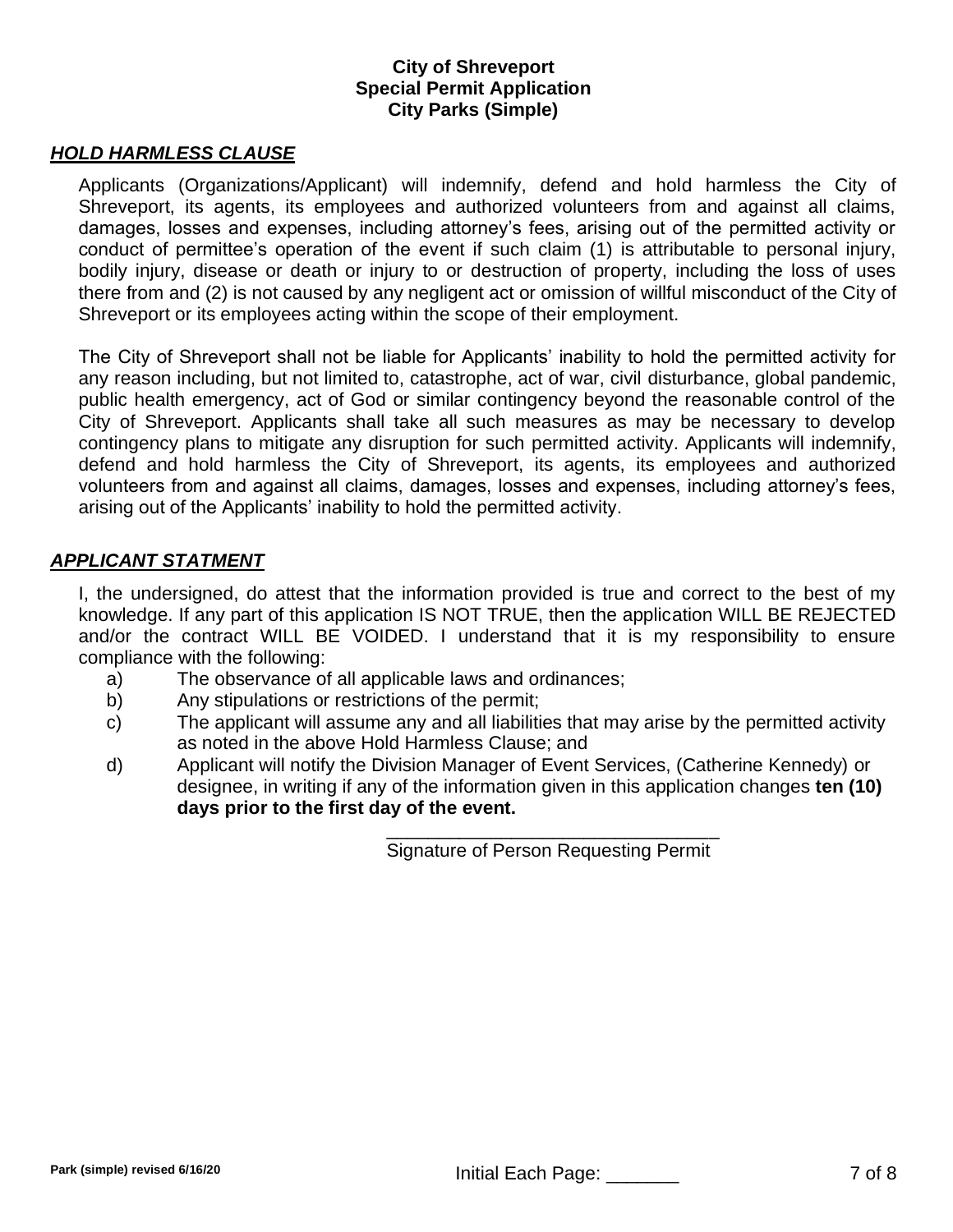**City of Shreveport**
**Special Permit Application**
**City Parks (Simple)**

## ***HOLD HARMLESS CLAUSE***

Applicants (Organizations/Applicant) will indemnify, defend and hold harmless the City of Shreveport, its agents, its employees and authorized volunteers from and against all claims, damages, losses and expenses, including attorney's fees, arising out of the permitted activity or conduct of permittee's operation of the event if such claim (1) is attributable to personal injury, bodily injury, disease or death or injury to or destruction of property, including the loss of uses there from and (2) is not caused by any negligent act or omission of willful misconduct of the City of Shreveport or its employees acting within the scope of their employment.

The City of Shreveport shall not be liable for Applicants' inability to hold the permitted activity for any reason including, but not limited to, catastrophe, act of war, civil disturbance, global pandemic, public health emergency, act of God or similar contingency beyond the reasonable control of the City of Shreveport. Applicants shall take all such measures as may be necessary to develop contingency plans to mitigate any disruption for such permitted activity. Applicants will indemnify, defend and hold harmless the City of Shreveport, its agents, its employees and authorized volunteers from and against all claims, damages, losses and expenses, including attorney's fees, arising out of the Applicants' inability to hold the permitted activity.

## ***APPLICANT STATMENT***

I, the undersigned, do attest that the information provided is true and correct to the best of my knowledge. If any part of this application IS NOT TRUE, then the application WILL BE REJECTED and/or the contract WILL BE VOIDED. I understand that it is my responsibility to ensure compliance with the following:

a) The observance of all applicable laws and ordinances;
b) Any stipulations or restrictions of the permit;
c) The applicant will assume any and all liabilities that may arise by the permitted activity as noted in the above Hold Harmless Clause; and
d) Applicant will notify the Division Manager of Event Services, (Catherine Kennedy) or designee, in writing if any of the information given in this application changes **ten (10) days prior to the first day of the event.**

________________________________
Signature of Person Requesting Permit

Park (simple) revised 6/16/20

Initial Each Page: _______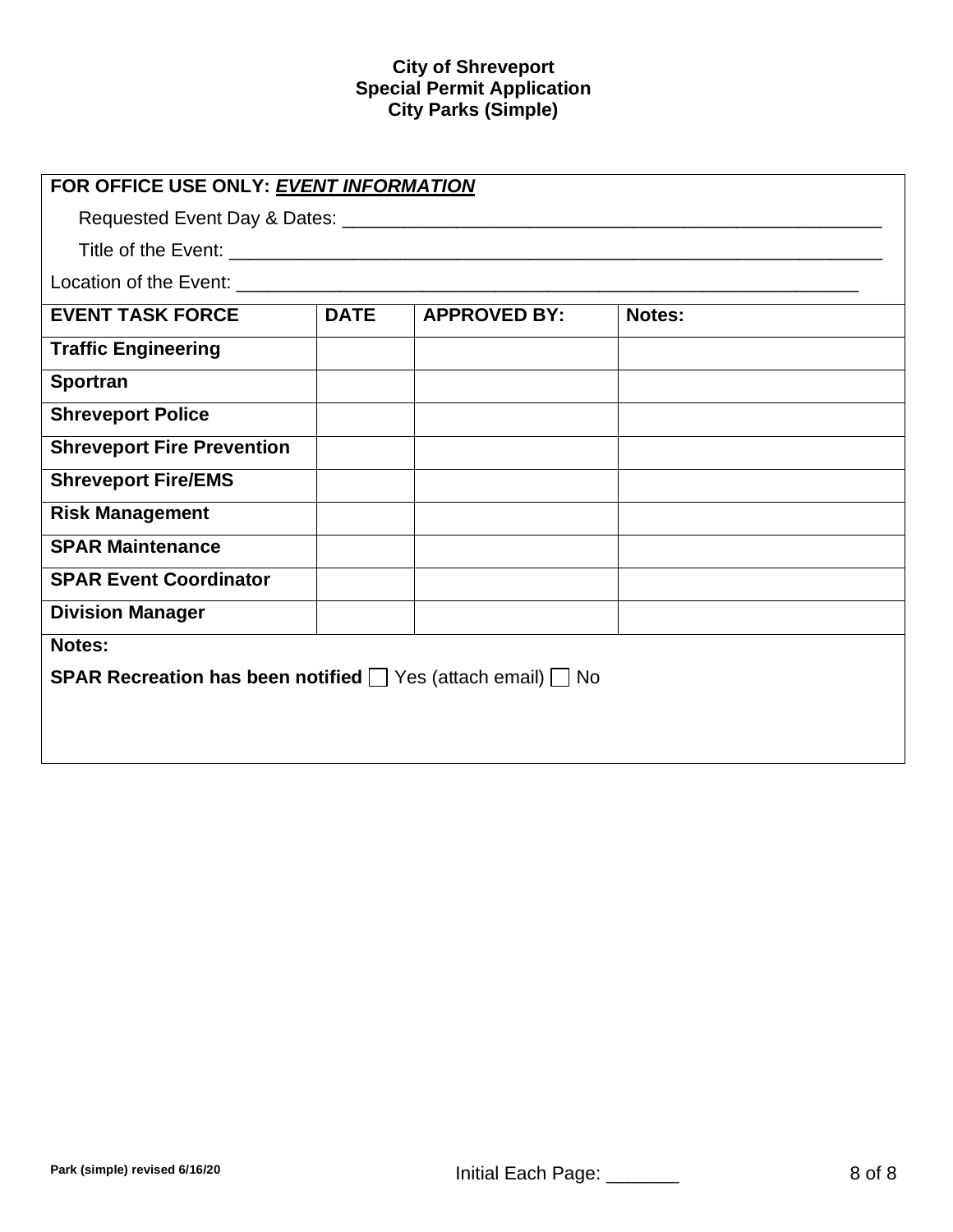**City of Shreveport**
**Special Permit Application**
**City Parks (Simple)**

**FOR OFFICE USE ONLY:** ***EVENT INFORMATION***

Requested Event Day & Dates: ____________________________________________________

Title of the Event: ______________________________________________________________

Location of the Event: __________________________________________________________

| **EVENT TASK FORCE** | **DATE** | **APPROVED BY:** | **Notes:** |
| --- | --- | --- | --- |
| **Traffic Engineering** | | | |
| **Sportran** | | | |
| **Shreveport Police** | | | |
| **Shreveport Fire Prevention** | | | |
| **Shreveport Fire/EMS** | | | |
| **Risk Management** | | | |
| **SPAR Maintenance** | | | |
| **SPAR Event Coordinator** | | | |
| **Division Manager** | | | |

**Notes:**

**SPAR Recreation has been notified** ☐ Yes (attach email) ☐ No

Park (simple) revised 6/16/20

Initial Each Page: _______